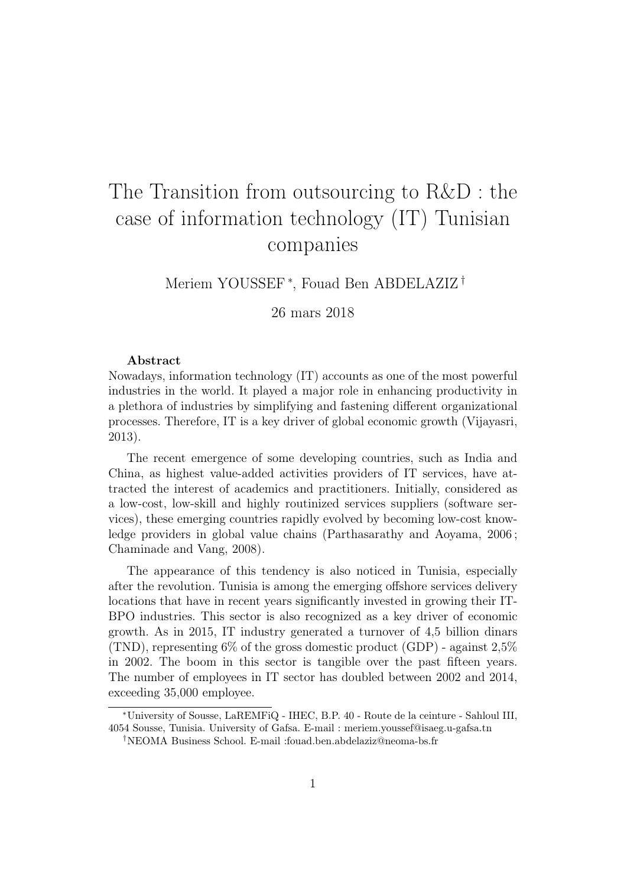# The Transition from outsourcing to R&D : the case of information technology (IT) Tunisian companies

Meriem YOUSSEF [*], Fouad Ben ABDELAZIZ [†]

26 mars 2018

**Abstract**

Nowadays, information technology (IT) accounts as one of the most powerful industries in the world. It played a major role in enhancing productivity in a plethora of industries by simplifying and fastening different organizational processes. Therefore, IT is a key driver of global economic growth (Vijayasri, 2013).

The recent emergence of some developing countries, such as India and China, as highest value-added activities providers of IT services, have attracted the interest of academics and practitioners. Initially, considered as a low-cost, low-skill and highly routinized services suppliers (software services), these emerging countries rapidly evolved by becoming low-cost knowledge providers in global value chains (Parthasarathy and Aoyama, 2006 ; Chaminade and Vang, 2008).

The appearance of this tendency is also noticed in Tunisia, especially after the revolution. Tunisia is among the emerging offshore services delivery locations that have in recent years significantly invested in growing their IT-BPO industries. This sector is also recognized as a key driver of economic growth. As in 2015, IT industry generated a turnover of 4,5 billion dinars (TND), representing 6% of the gross domestic product (GDP) - against 2,5% in 2002. The boom in this sector is tangible over the past fifteen years. The number of employees in IT sector has doubled between 2002 and 2014, exceeding 35,000 employee.

[*] University of Sousse, LaREMFiQ - IHEC, B.P. 40 - Route de la ceinture - Sahloul III, 4054 Sousse, Tunisia. University of Gafsa. E-mail : meriem.youssef@isaeg.u-gafsa.tn

[†] NEOMA Business School. E-mail :fouad.ben.abdelaziz@neoma-bs.fr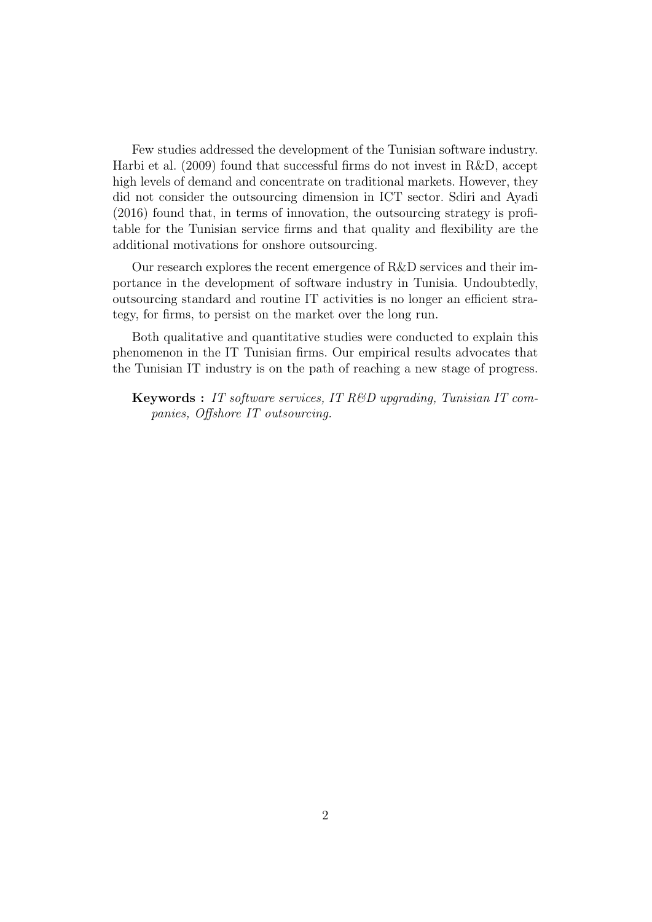Few studies addressed the development of the Tunisian software industry. Harbi et al. (2009) found that successful firms do not invest in R&D, accept high levels of demand and concentrate on traditional markets. However, they did not consider the outsourcing dimension in ICT sector. Sdiri and Ayadi (2016) found that, in terms of innovation, the outsourcing strategy is profitable for the Tunisian service firms and that quality and flexibility are the additional motivations for onshore outsourcing.

Our research explores the recent emergence of R&D services and their importance in the development of software industry in Tunisia. Undoubtedly, outsourcing standard and routine IT activities is no longer an efficient strategy, for firms, to persist on the market over the long run.

Both qualitative and quantitative studies were conducted to explain this phenomenon in the IT Tunisian firms. Our empirical results advocates that the Tunisian IT industry is on the path of reaching a new stage of progress.

**Keywords :** *IT software services, IT R&D upgrading, Tunisian IT companies, Offshore IT outsourcing.*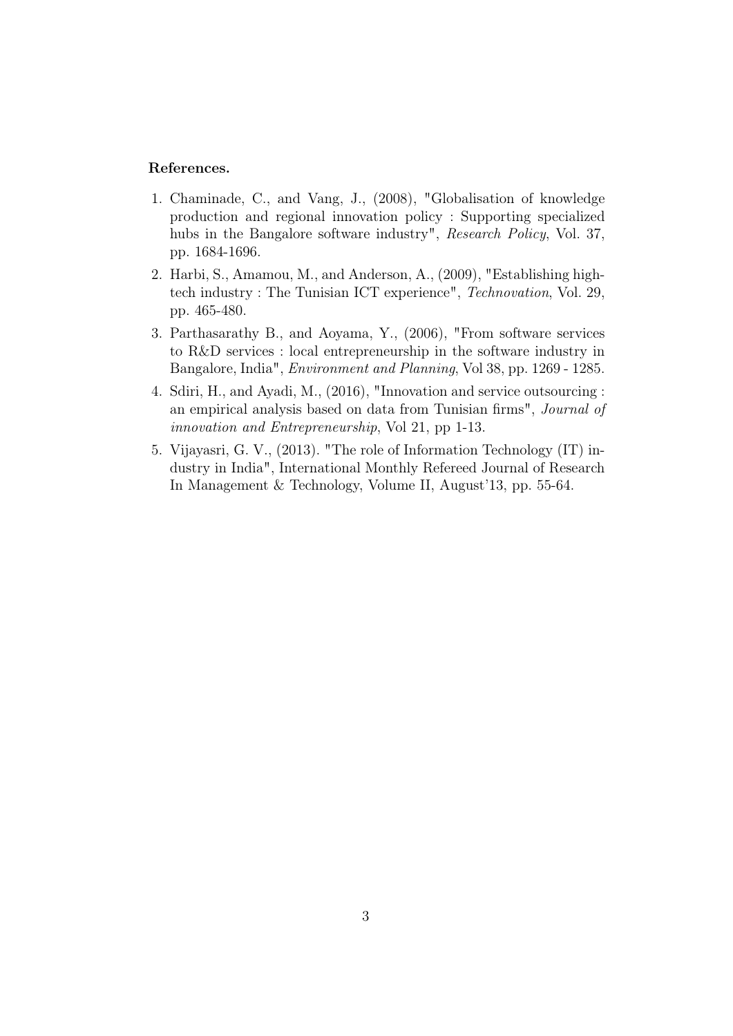**References.**

1. Chaminade, C., and Vang, J., (2008), "Globalisation of knowledge production and regional innovation policy : Supporting specialized hubs in the Bangalore software industry", *Research Policy*, Vol. 37, pp. 1684-1696.
2. Harbi, S., Amamou, M., and Anderson, A., (2009), "Establishing high-tech industry : The Tunisian ICT experience", *Technovation*, Vol. 29, pp. 465-480.
3. Parthasarathy B., and Aoyama, Y., (2006), "From software services to R&D services : local entrepreneurship in the software industry in Bangalore, India", *Environment and Planning*, Vol 38, pp. 1269 - 1285.
4. Sdiri, H., and Ayadi, M., (2016), "Innovation and service outsourcing : an empirical analysis based on data from Tunisian firms", *Journal of innovation and Entrepreneurship*, Vol 21, pp 1-13.
5. Vijayasri, G. V., (2013). "The role of Information Technology (IT) industry in India", International Monthly Refereed Journal of Research In Management & Technology, Volume II, August'13, pp. 55-64.